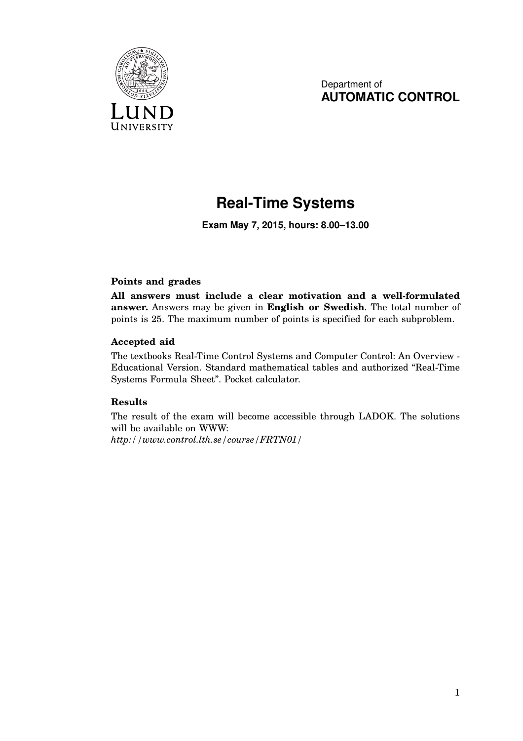Department of
**AUTOMATIC CONTROL**

# Real-Time Systems

**Exam May 7, 2015, hours: 8.00–13.00**

### Points and grades

**All answers must include a clear motivation and a well-formulated answer.** Answers may be given in **English or Swedish**. The total number of points is 25. The maximum number of points is specified for each subproblem.

### Accepted aid

The textbooks Real-Time Control Systems and Computer Control: An Overview - Educational Version. Standard mathematical tables and authorized "Real-Time Systems Formula Sheet". Pocket calculator.

### Results

The result of the exam will become accessible through LADOK. The solutions will be available on WWW:
*http://www.control.lth.se/course/FRTN01/*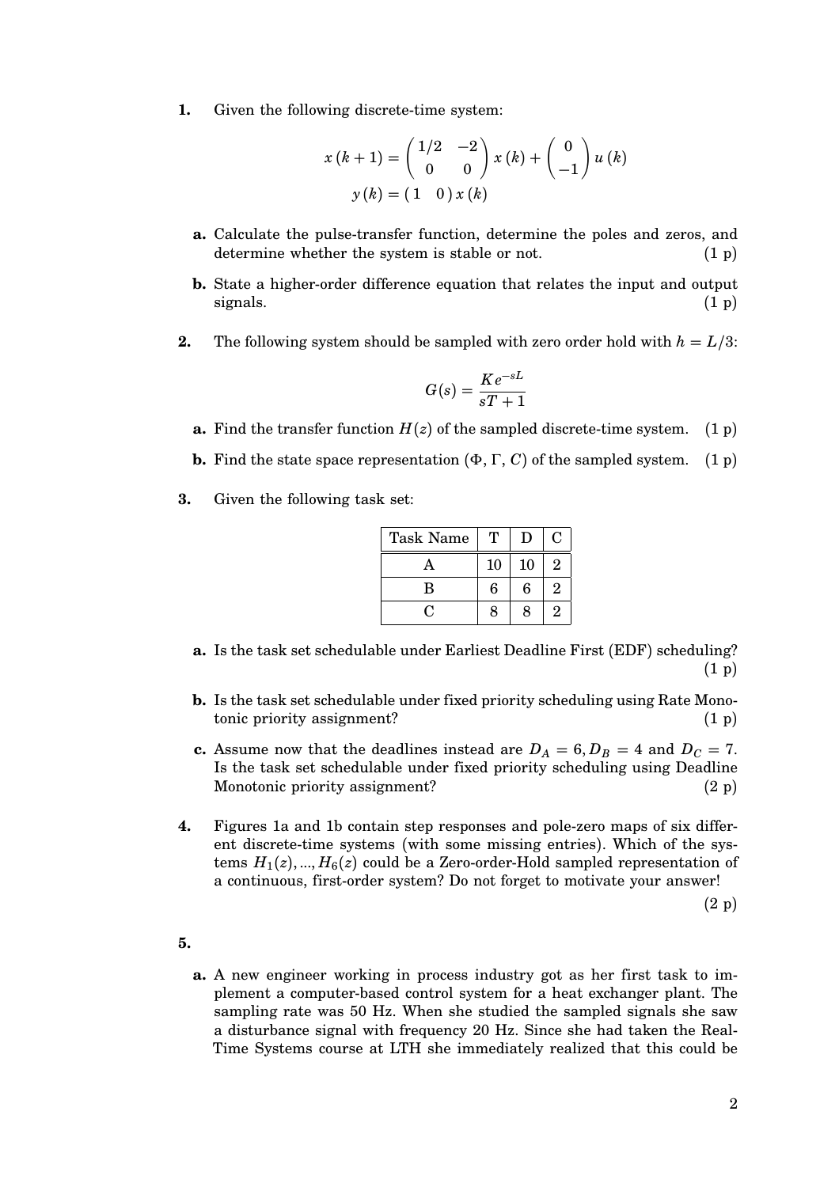**1.** Given the following discrete-time system:

$$x(k+1) = \begin{pmatrix} 1/2 & -2 \\ 0 & 0 \end{pmatrix} x(k) + \begin{pmatrix} 0 \\ -1 \end{pmatrix} u(k)$$
$$y(k) = \begin{pmatrix} 1 & 0 \end{pmatrix} x(k)$$

**a.** Calculate the pulse-transfer function, determine the poles and zeros, and determine whether the system is stable or not. (1 p)

**b.** State a higher-order difference equation that relates the input and output signals. (1 p)

**2.** The following system should be sampled with zero order hold with $h = L/3$:

$$G(s) = \frac{Ke^{-sL}}{sT + 1}$$

**a.** Find the transfer function $H(z)$ of the sampled discrete-time system. (1 p)

**b.** Find the state space representation $(\Phi, \Gamma, C)$ of the sampled system. (1 p)

**3.** Given the following task set:

| Task Name | T | D | C |
|---|---|---|---|
| A | 10 | 10 | 2 |
| B | 6 | 6 | 2 |
| C | 8 | 8 | 2 |

**a.** Is the task set schedulable under Earliest Deadline First (EDF) scheduling? (1 p)

**b.** Is the task set schedulable under fixed priority scheduling using Rate Monotonic priority assignment? (1 p)

**c.** Assume now that the deadlines instead are $D_A = 6, D_B = 4$ and $D_C = 7$. Is the task set schedulable under fixed priority scheduling using Deadline Monotonic priority assignment? (2 p)

**4.** Figures 1a and 1b contain step responses and pole-zero maps of six different discrete-time systems (with some missing entries). Which of the systems $H_1(z), ..., H_6(z)$ could be a Zero-order-Hold sampled representation of a continuous, first-order system? Do not forget to motivate your answer!

(2 p)

**5.**

**a.** A new engineer working in process industry got as her first task to implement a computer-based control system for a heat exchanger plant. The sampling rate was 50 Hz. When she studied the sampled signals she saw a disturbance signal with frequency 20 Hz. Since she had taken the Real-Time Systems course at LTH she immediately realized that this could be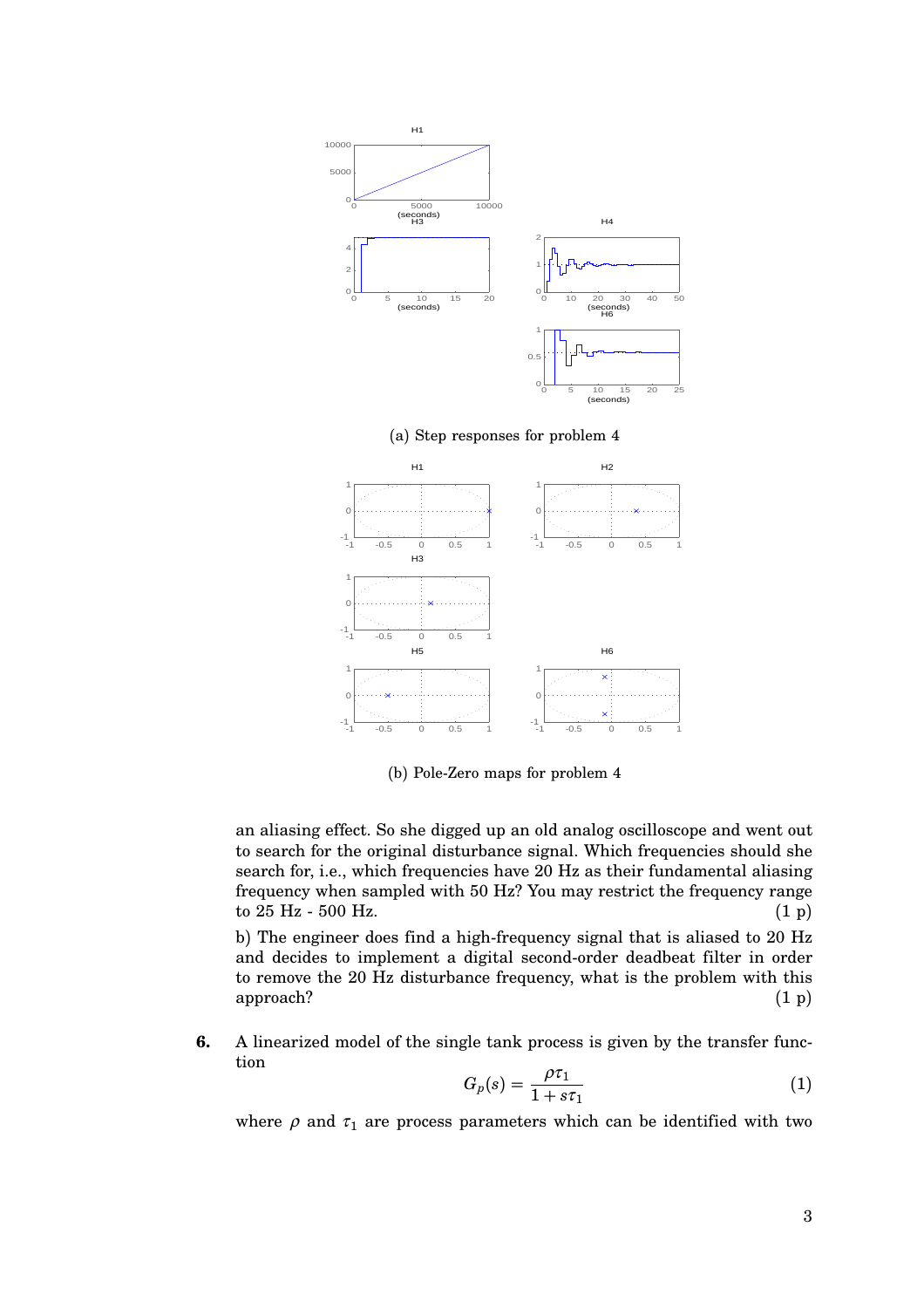(a) Step responses for problem 4

(b) Pole-Zero maps for problem 4

an aliasing effect. So she digged up an old analog oscilloscope and went out to search for the original disturbance signal. Which frequencies should she search for, i.e., which frequencies have 20 Hz as their fundamental aliasing frequency when sampled with 50 Hz? You may restrict the frequency range to 25 Hz - 500 Hz. (1 p)

b) The engineer does find a high-frequency signal that is aliased to 20 Hz and decides to implement a digital second-order deadbeat filter in order to remove the 20 Hz disturbance frequency, what is the problem with this approach? (1 p)

**6.** A linearized model of the single tank process is given by the transfer function

$$G_p(s) = \frac{\rho \tau_1}{1 + s\tau_1} \tag{1}$$

where $\rho$ and $\tau_1$ are process parameters which can be identified with two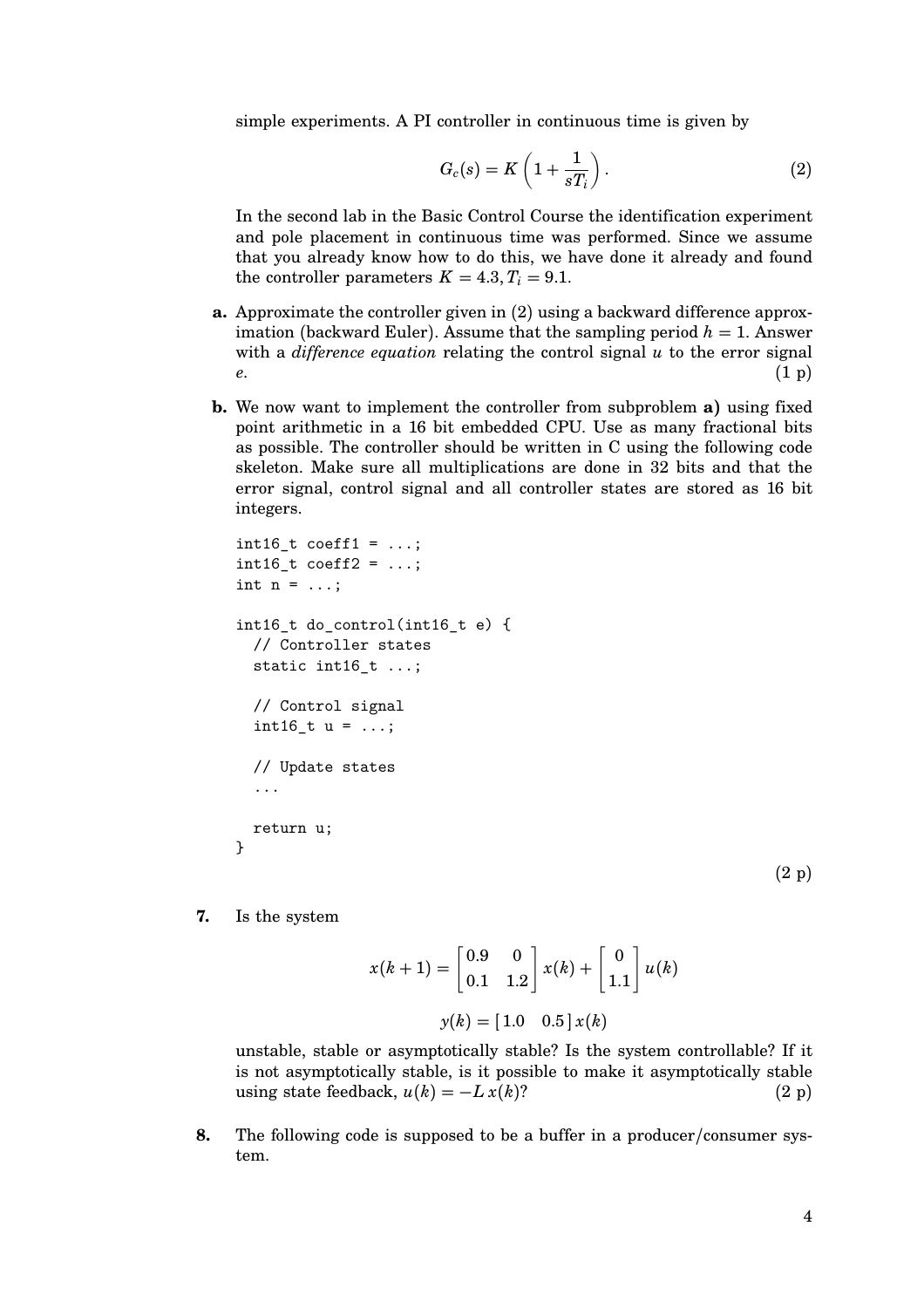simple experiments. A PI controller in continuous time is given by

$$G_c(s) = K\left(1 + \frac{1}{sT_i}\right). \tag{2}$$

In the second lab in the Basic Control Course the identification experiment and pole placement in continuous time was performed. Since we assume that you already know how to do this, we have done it already and found the controller parameters $K = 4.3, T_i = 9.1$.

**a.** Approximate the controller given in (2) using a backward difference approximation (backward Euler). Assume that the sampling period $h = 1$. Answer with a *difference equation* relating the control signal $u$ to the error signal $e$. (1 p)

**b.** We now want to implement the controller from subproblem **a)** using fixed point arithmetic in a 16 bit embedded CPU. Use as many fractional bits as possible. The controller should be written in C using the following code skeleton. Make sure all multiplications are done in 32 bits and that the error signal, control signal and all controller states are stored as 16 bit integers.

```
int16_t coeff1 = ...;
int16_t coeff2 = ...;
int n = ...;

int16_t do_control(int16_t e) {
  // Controller states
  static int16_t ...;

  // Control signal
  int16_t u = ...;

  // Update states
  ...

  return u;
}
```

(2 p)

**7.** Is the system

$$x(k+1) = \begin{bmatrix} 0.9 & 0 \\ 0.1 & 1.2 \end{bmatrix} x(k) + \begin{bmatrix} 0 \\ 1.1 \end{bmatrix} u(k)$$

$$y(k) = \begin{bmatrix} 1.0 & 0.5 \end{bmatrix} x(k)$$

unstable, stable or asymptotically stable? Is the system controllable? If it is not asymptotically stable, is it possible to make it asymptotically stable using state feedback, $u(k) = -L\,x(k)$? (2 p)

**8.** The following code is supposed to be a buffer in a producer/consumer system.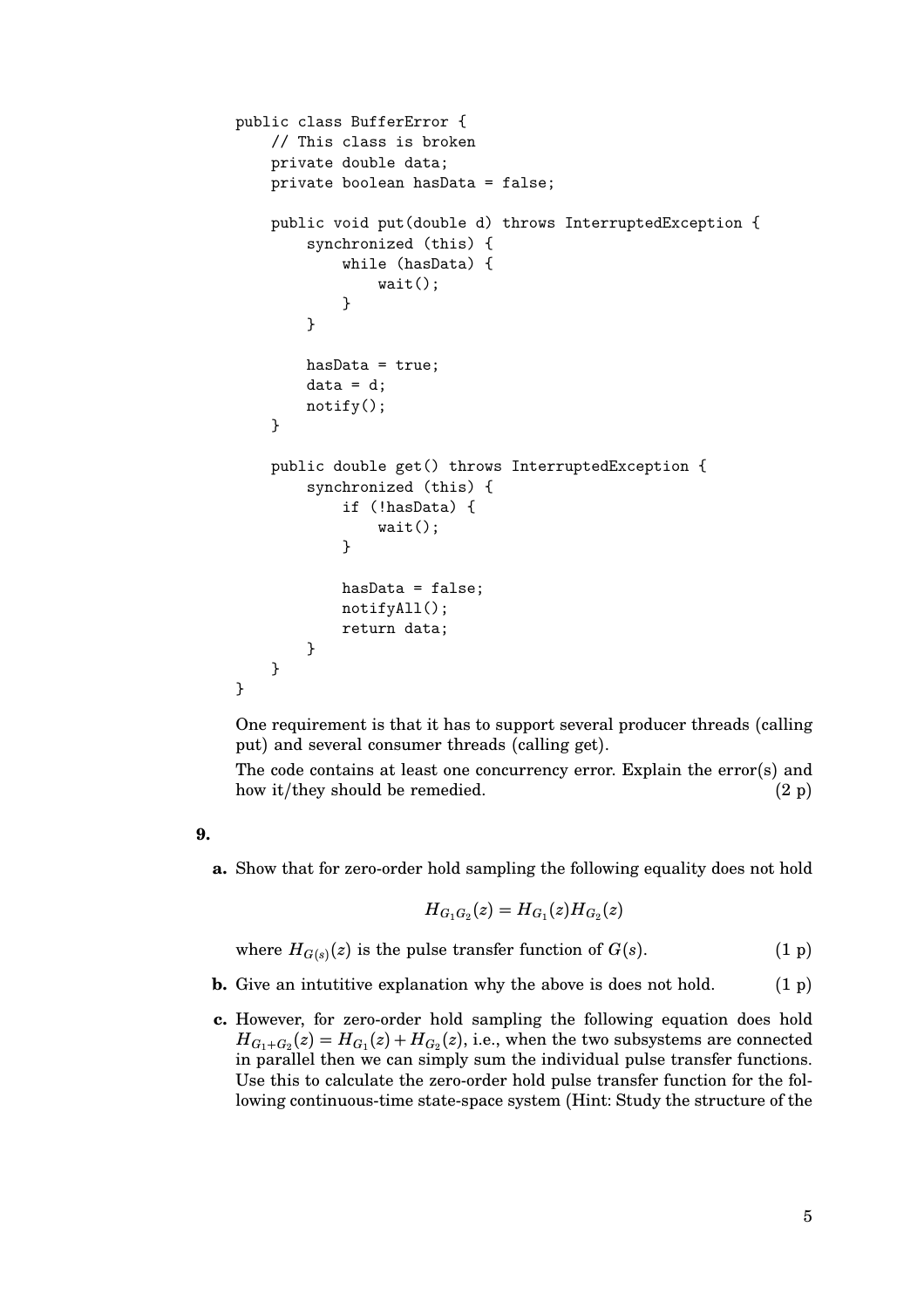```java
public class BufferError {
    // This class is broken
    private double data;
    private boolean hasData = false;

    public void put(double d) throws InterruptedException {
        synchronized (this) {
            while (hasData) {
                wait();
            }
        }

        hasData = true;
        data = d;
        notify();
    }

    public double get() throws InterruptedException {
        synchronized (this) {
            if (!hasData) {
                wait();
            }

            hasData = false;
            notifyAll();
            return data;
        }
    }
}
```

One requirement is that it has to support several producer threads (calling put) and several consumer threads (calling get).

The code contains at least one concurrency error. Explain the error(s) and how it/they should be remedied. (2 p)

**9.**

**a.** Show that for zero-order hold sampling the following equality does not hold

$$H_{G_1 G_2}(z) = H_{G_1}(z) H_{G_2}(z)$$

where $H_{G(s)}(z)$ is the pulse transfer function of $G(s)$. (1 p)

**b.** Give an intutitive explanation why the above is does not hold. (1 p)

**c.** However, for zero-order hold sampling the following equation does hold $H_{G_1+G_2}(z) = H_{G_1}(z) + H_{G_2}(z)$, i.e., when the two subsystems are connected in parallel then we can simply sum the individual pulse transfer functions. Use this to calculate the zero-order hold pulse transfer function for the following continuous-time state-space system (Hint: Study the structure of the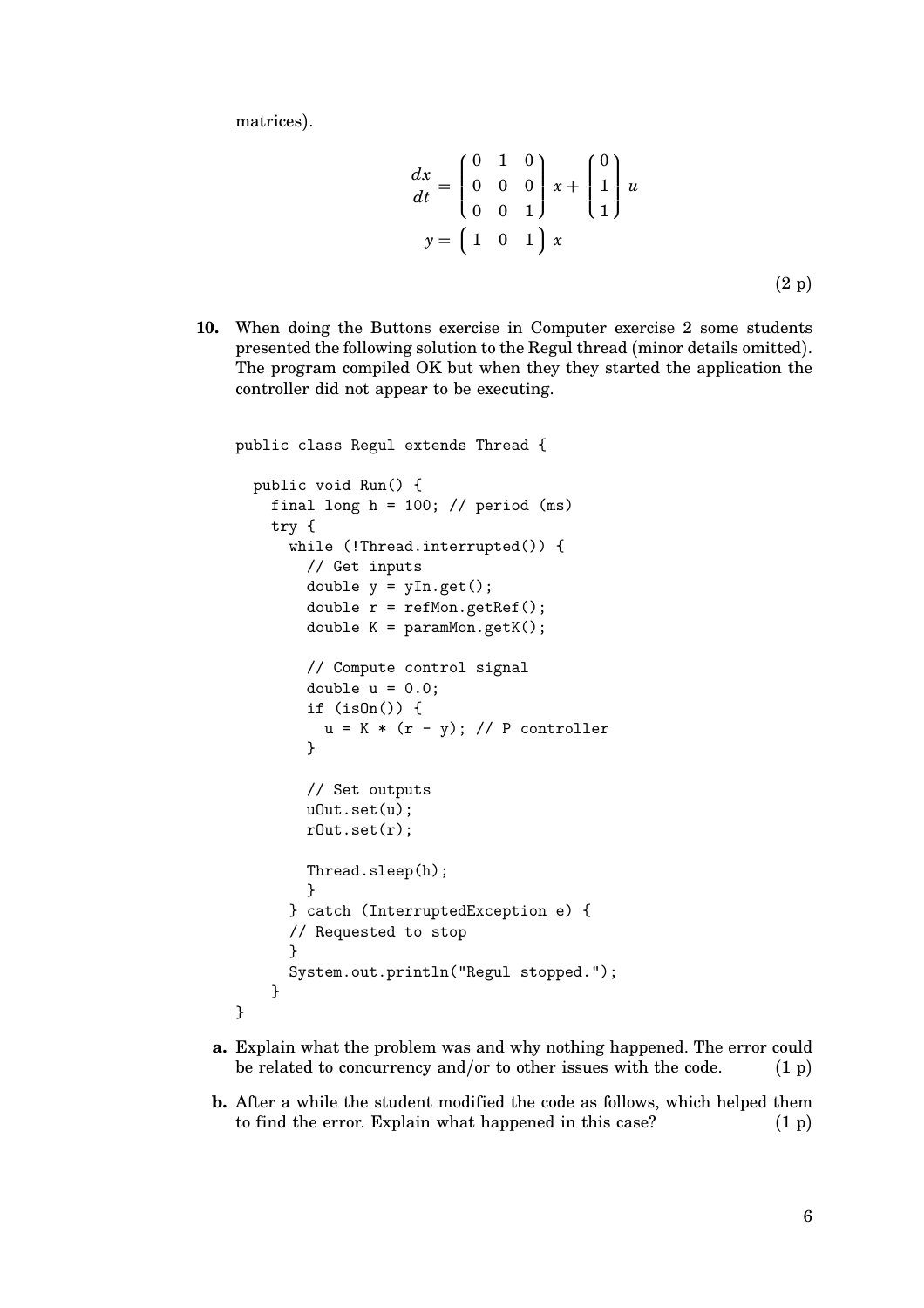matrices).

$$
\frac{dx}{dt} = \begin{pmatrix} 0 & 1 & 0 \\ 0 & 0 & 0 \\ 0 & 0 & 1 \end{pmatrix} x + \begin{pmatrix} 0 \\ 1 \\ 1 \end{pmatrix} u
$$
$$
y = \begin{pmatrix} 1 & 0 & 1 \end{pmatrix} x
$$

(2 p)

**10.** When doing the Buttons exercise in Computer exercise 2 some students presented the following solution to the Regul thread (minor details omitted). The program compiled OK but when they they started the application the controller did not appear to be executing.

```
public class Regul extends Thread {

  public void Run() {
    final long h = 100; // period (ms)
    try {
      while (!Thread.interrupted()) {
        // Get inputs
        double y = yIn.get();
        double r = refMon.getRef();
        double K = paramMon.getK();

        // Compute control signal
        double u = 0.0;
        if (isOn()) {
          u = K * (r - y); // P controller
        }

        // Set outputs
        uOut.set(u);
        rOut.set(r);

        Thread.sleep(h);
        }
      } catch (InterruptedException e) {
      // Requested to stop
      }
      System.out.println("Regul stopped.");
    }
}
```

**a.** Explain what the problem was and why nothing happened. The error could be related to concurrency and/or to other issues with the code. (1 p)

**b.** After a while the student modified the code as follows, which helped them to find the error. Explain what happened in this case? (1 p)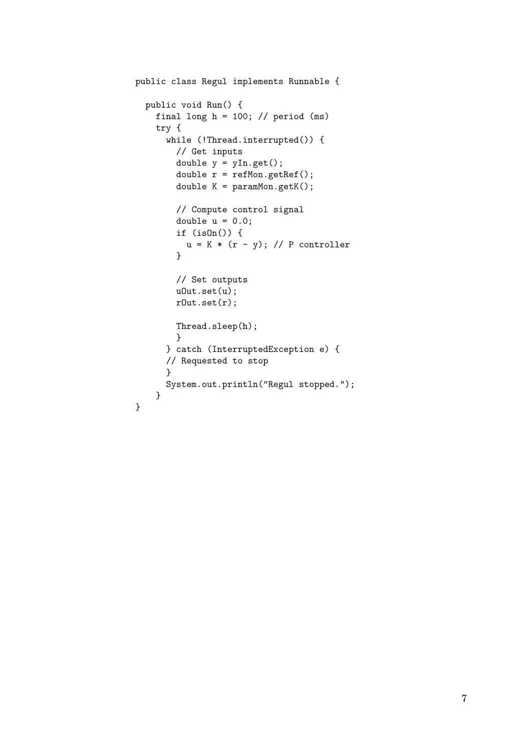```
public class Regul implements Runnable {

  public void Run() {
    final long h = 100; // period (ms)
    try {
      while (!Thread.interrupted()) {
        // Get inputs
        double y = yIn.get();
        double r = refMon.getRef();
        double K = paramMon.getK();

        // Compute control signal
        double u = 0.0;
        if (isOn()) {
          u = K * (r - y); // P controller
        }

        // Set outputs
        uOut.set(u);
        rOut.set(r);

        Thread.sleep(h);
        }
      } catch (InterruptedException e) {
      // Requested to stop
      }
      System.out.println("Regul stopped.");
    }
}
```